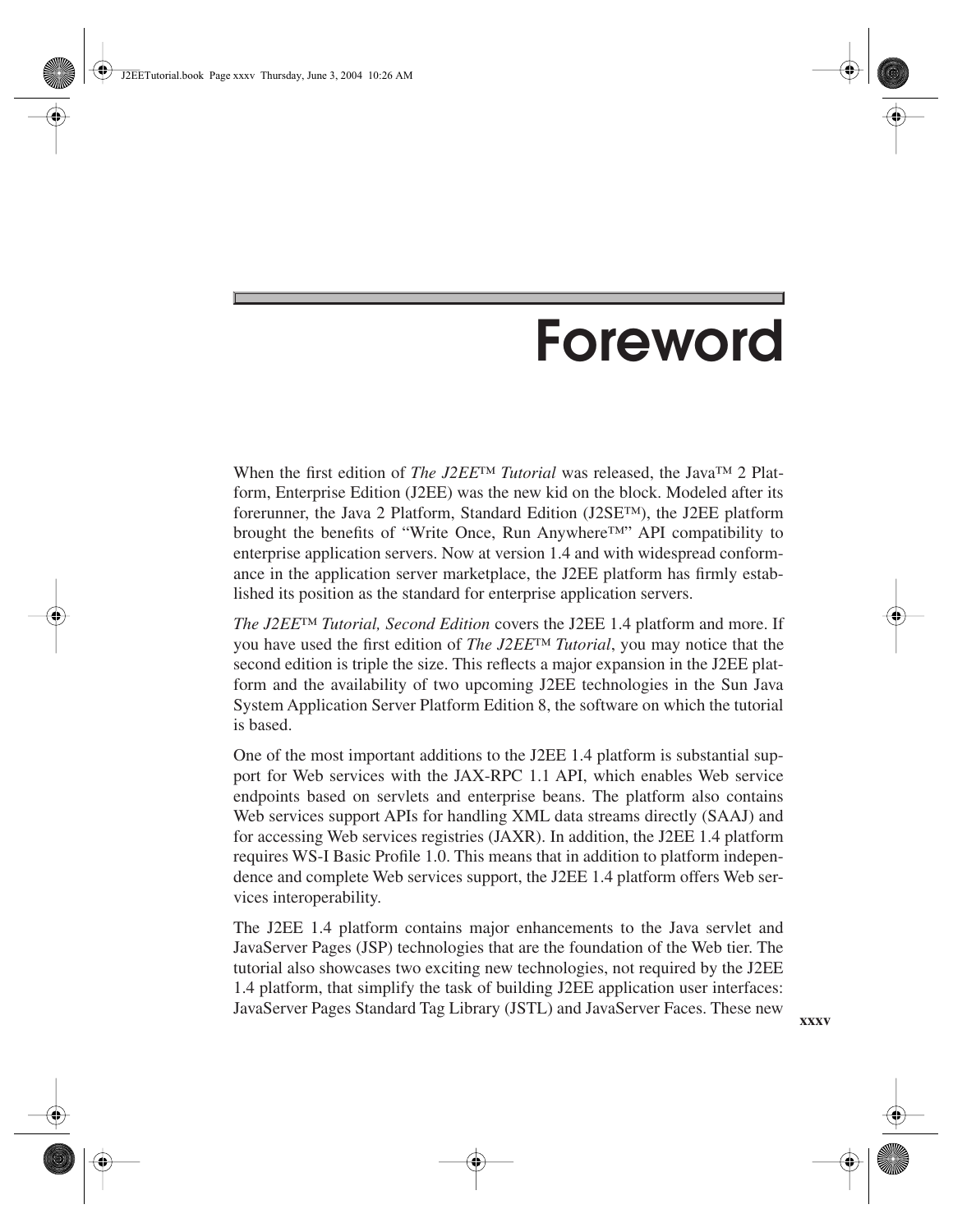# Foreword

When the first edition of *The J2EE™ Tutorial* was released, the Java™ 2 Platform, Enterprise Edition (J2EE) was the new kid on the block. Modeled after its forerunner, the Java 2 Platform, Standard Edition (J2SE™), the J2EE platform brought the benefits of "Write Once, Run Anywhere™" API compatibility to enterprise application servers. Now at version 1.4 and with widespread conformance in the application server marketplace, the J2EE platform has firmly established its position as the standard for enterprise application servers.

*The J2EE™ Tutorial, Second Edition* covers the J2EE 1.4 platform and more. If you have used the first edition of *The J2EE™ Tutorial*, you may notice that the second edition is triple the size. This reflects a major expansion in the J2EE platform and the availability of two upcoming J2EE technologies in the Sun Java System Application Server Platform Edition 8, the software on which the tutorial is based.

One of the most important additions to the J2EE 1.4 platform is substantial support for Web services with the JAX-RPC 1.1 API, which enables Web service endpoints based on servlets and enterprise beans. The platform also contains Web services support APIs for handling XML data streams directly (SAAJ) and for accessing Web services registries (JAXR). In addition, the J2EE 1.4 platform requires WS-I Basic Profile 1.0. This means that in addition to platform independence and complete Web services support, the J2EE 1.4 platform offers Web services interoperability.

The J2EE 1.4 platform contains major enhancements to the Java servlet and JavaServer Pages (JSP) technologies that are the foundation of the Web tier. The tutorial also showcases two exciting new technologies, not required by the J2EE 1.4 platform, that simplify the task of building J2EE application user interfaces: JavaServer Pages Standard Tag Library (JSTL) and JavaServer Faces. These new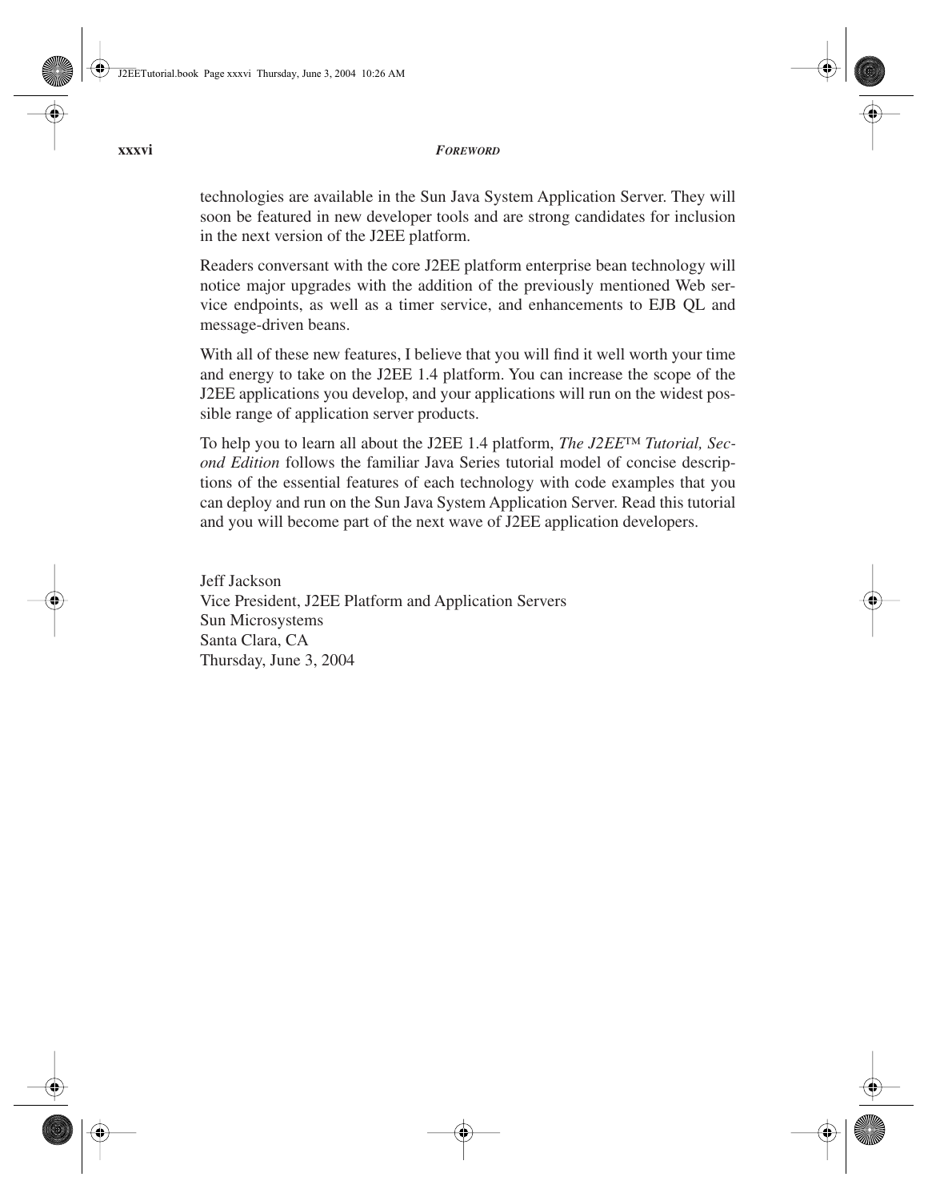technologies are available in the Sun Java System Application Server. They will soon be featured in new developer tools and are strong candidates for inclusion in the next version of the J2EE platform.

Readers conversant with the core J2EE platform enterprise bean technology will notice major upgrades with the addition of the previously mentioned Web service endpoints, as well as a timer service, and enhancements to EJB QL and message-driven beans.

With all of these new features, I believe that you will find it well worth your time and energy to take on the J2EE 1.4 platform. You can increase the scope of the J2EE applications you develop, and your applications will run on the widest possible range of application server products.

To help you to learn all about the J2EE 1.4 platform, *The J2EE™ Tutorial, Second Edition* follows the familiar Java Series tutorial model of concise descriptions of the essential features of each technology with code examples that you can deploy and run on the Sun Java System Application Server. Read this tutorial and you will become part of the next wave of J2EE application developers.

Jeff Jackson
Vice President, J2EE Platform and Application Servers
Sun Microsystems
Santa Clara, CA
Thursday, June 3, 2004